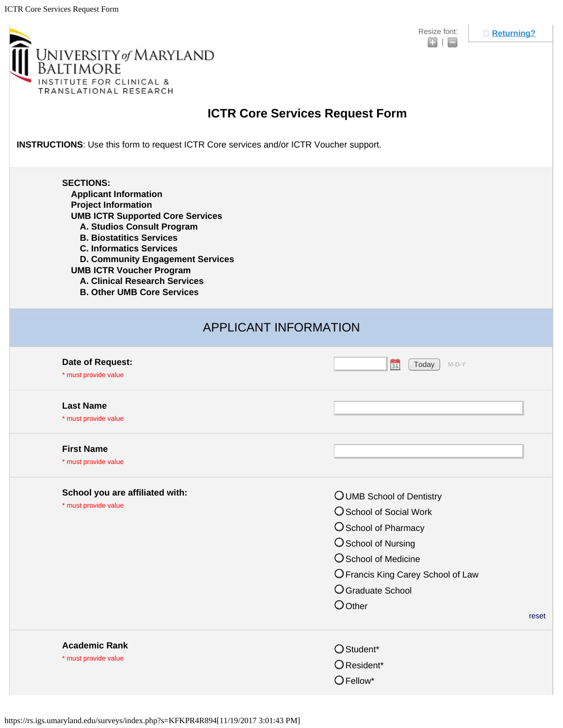UNIVERSITY of MARYLAND BALTIMORE
INSTITUTE FOR CLINICAL & TRANSLATIONAL RESEARCH

Resize font:

Returning?

# ICTR Core Services Request Form

**INSTRUCTIONS**: Use this form to request ICTR Core services and/or ICTR Voucher support.

**SECTIONS:**

- **Applicant Information**
- **Project Information**
- **UMB ICTR Supported Core Services**
  - **A. Studios Consult Program**
  - **B. Biostatitics Services**
  - **C. Informatics Services**
  - **D. Community Engagement Services**
- **UMB ICTR Voucher Program**
  - **A. Clinical Research Services**
  - **B. Other UMB Core Services**

## APPLICANT INFORMATION

**Date of Request:**
* must provide value

Today M-D-Y

**Last Name**
* must provide value

**First Name**
* must provide value

**School you are affiliated with:**
* must provide value

- UMB School of Dentistry
- School of Social Work
- School of Pharmacy
- School of Nursing
- School of Medicine
- Francis King Carey School of Law
- Graduate School
- Other

reset

**Academic Rank**
* must provide value

- Student*
- Resident*
- Fellow*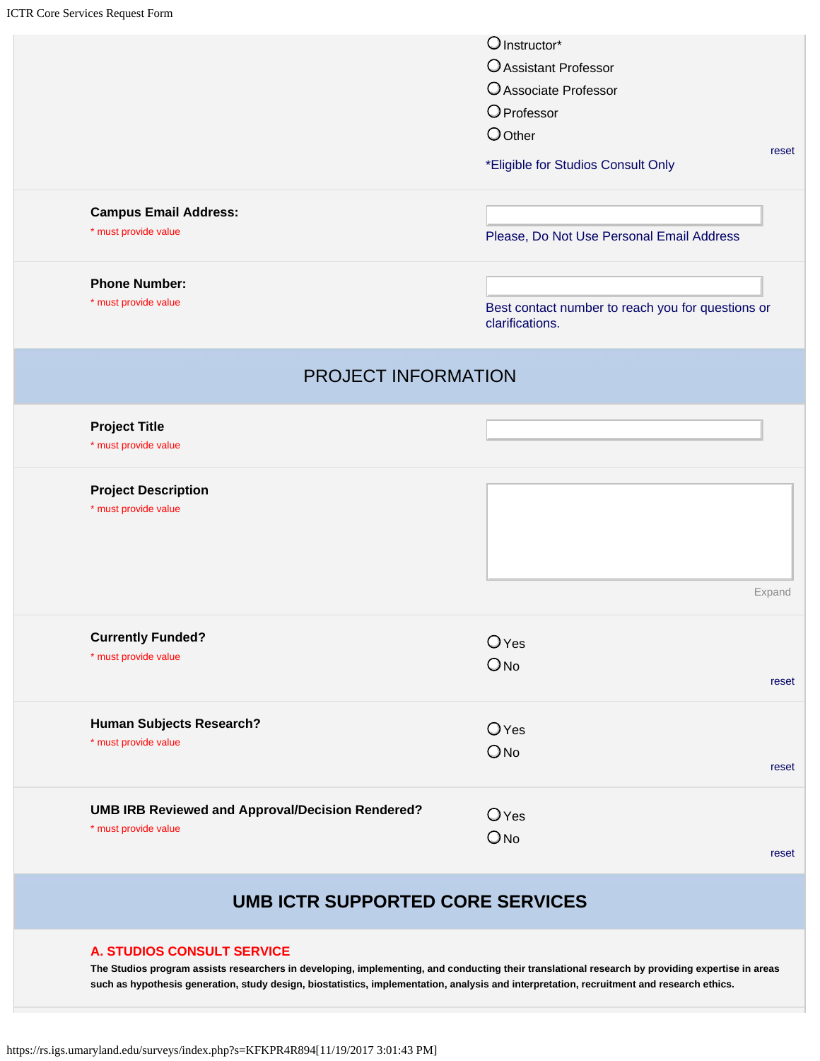- ○ Instructor*
- ○ Assistant Professor
- ○ Associate Professor
- ○ Professor
- ○ Other

reset

*Eligible for Studios Consult Only

**Campus Email Address:**
* must provide value

Please, Do Not Use Personal Email Address

**Phone Number:**
* must provide value

Best contact number to reach you for questions or clarifications.

## PROJECT INFORMATION

**Project Title**
* must provide value

**Project Description**
* must provide value

Expand

**Currently Funded?**
* must provide value

- ○ Yes
- ○ No

reset

**Human Subjects Research?**
* must provide value

- ○ Yes
- ○ No

reset

**UMB IRB Reviewed and Approval/Decision Rendered?**
* must provide value

- ○ Yes
- ○ No

reset

## UMB ICTR SUPPORTED CORE SERVICES

### A. STUDIOS CONSULT SERVICE

**The Studios program assists researchers in developing, implementing, and conducting their translational research by providing expertise in areas such as hypothesis generation, study design, biostatistics, implementation, analysis and interpretation, recruitment and research ethics.**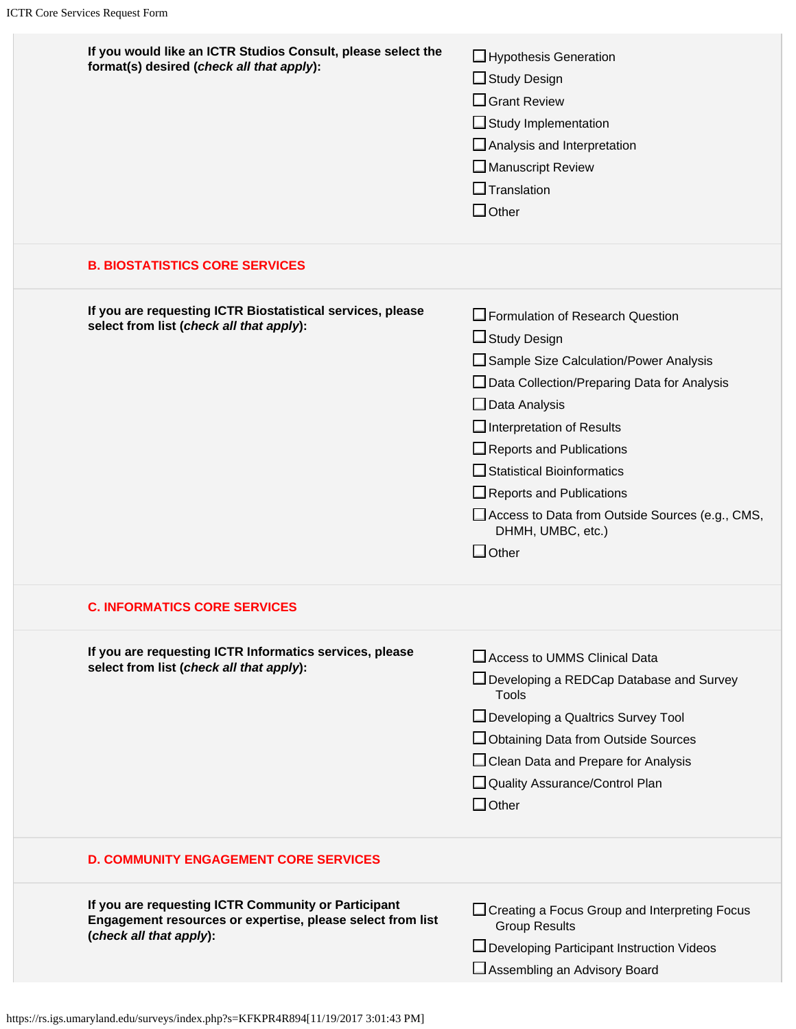**If you would like an ICTR Studios Consult, please select the format(s) desired (*check all that apply*):**

- ☐ Hypothesis Generation
- ☐ Study Design
- ☐ Grant Review
- ☐ Study Implementation
- ☐ Analysis and Interpretation
- ☐ Manuscript Review
- ☐ Translation
- ☐ Other

## B. BIOSTATISTICS CORE SERVICES

**If you are requesting ICTR Biostatistical services, please select from list (*check all that apply*):**

- ☐ Formulation of Research Question
- ☐ Study Design
- ☐ Sample Size Calculation/Power Analysis
- ☐ Data Collection/Preparing Data for Analysis
- ☐ Data Analysis
- ☐ Interpretation of Results
- ☐ Reports and Publications
- ☐ Statistical Bioinformatics
- ☐ Reports and Publications
- ☐ Access to Data from Outside Sources (e.g., CMS, DHMH, UMBC, etc.)
- ☐ Other

## C. INFORMATICS CORE SERVICES

**If you are requesting ICTR Informatics services, please select from list (*check all that apply*):**

- ☐ Access to UMMS Clinical Data
- ☐ Developing a REDCap Database and Survey Tools
- ☐ Developing a Qualtrics Survey Tool
- ☐ Obtaining Data from Outside Sources
- ☐ Clean Data and Prepare for Analysis
- ☐ Quality Assurance/Control Plan
- ☐ Other

## D. COMMUNITY ENGAGEMENT CORE SERVICES

**If you are requesting ICTR Community or Participant Engagement resources or expertise, please select from list (*check all that apply*):**

- ☐ Creating a Focus Group and Interpreting Focus Group Results
- ☐ Developing Participant Instruction Videos
- ☐ Assembling an Advisory Board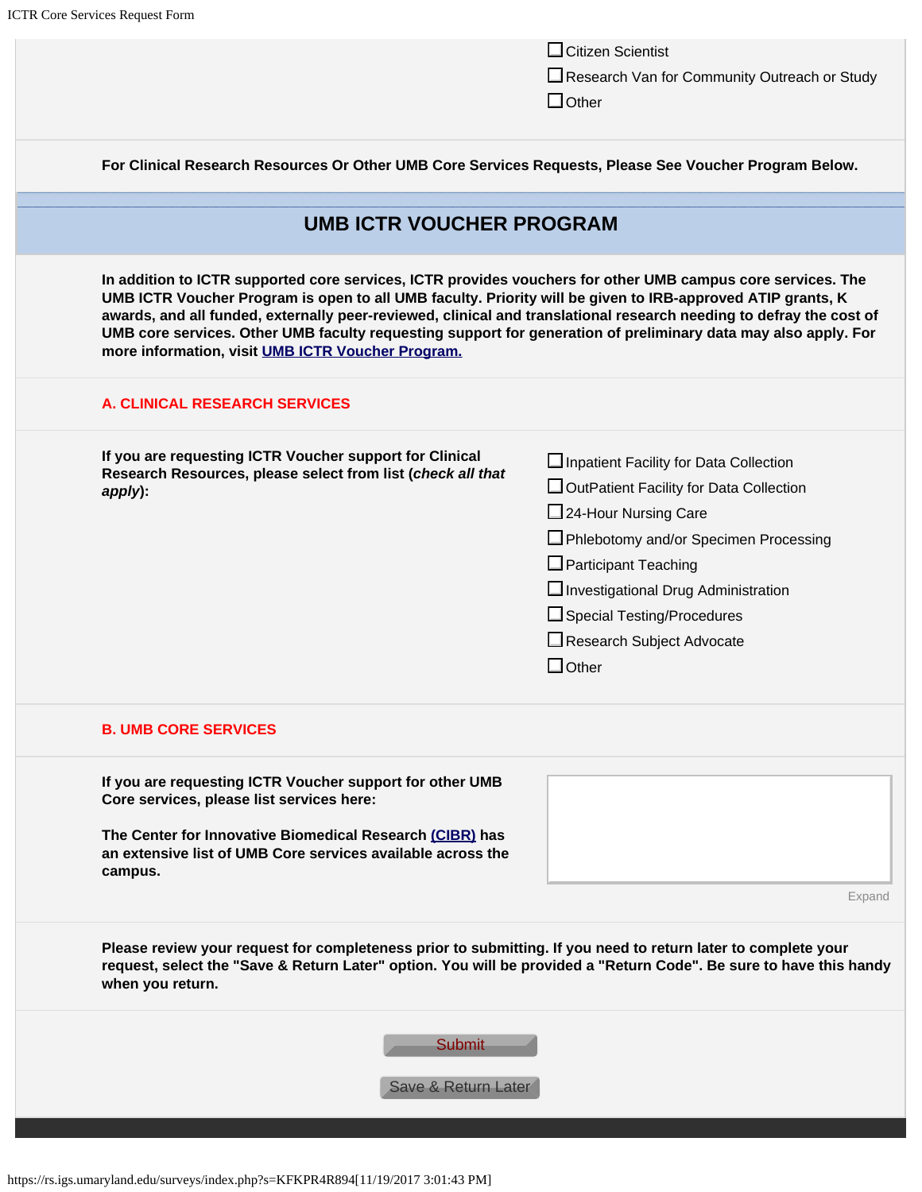- ☐ Citizen Scientist
- ☐ Research Van for Community Outreach or Study
- ☐ Other

**For Clinical Research Resources Or Other UMB Core Services Requests, Please See Voucher Program Below.**

## UMB ICTR VOUCHER PROGRAM

**In addition to ICTR supported core services, ICTR provides vouchers for other UMB campus core services. The UMB ICTR Voucher Program is open to all UMB faculty. Priority will be given to IRB-approved ATIP grants, K awards, and all funded, externally peer-reviewed, clinical and translational research needing to defray the cost of UMB core services. Other UMB faculty requesting support for generation of preliminary data may also apply. For more information, visit UMB ICTR Voucher Program.**

### A. CLINICAL RESEARCH SERVICES

**If you are requesting ICTR Voucher support for Clinical Research Resources, please select from list (*check all that apply*):**

- ☐ Inpatient Facility for Data Collection
- ☐ OutPatient Facility for Data Collection
- ☐ 24-Hour Nursing Care
- ☐ Phlebotomy and/or Specimen Processing
- ☐ Participant Teaching
- ☐ Investigational Drug Administration
- ☐ Special Testing/Procedures
- ☐ Research Subject Advocate
- ☐ Other

### B. UMB CORE SERVICES

**If you are requesting ICTR Voucher support for other UMB Core services, please list services here:**

**The Center for Innovative Biomedical Research (CIBR) has an extensive list of UMB Core services available across the campus.**

Expand

**Please review your request for completeness prior to submitting. If you need to return later to complete your request, select the "Save & Return Later" option. You will be provided a "Return Code". Be sure to have this handy when you return.**

Submit

Save & Return Later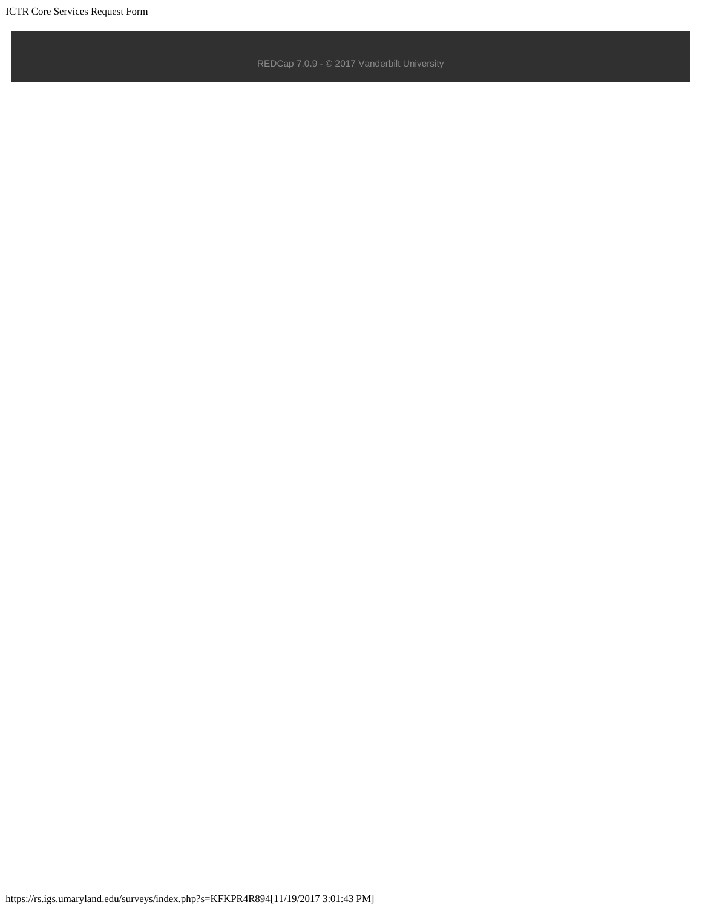REDCap 7.0.9 - © 2017 Vanderbilt University